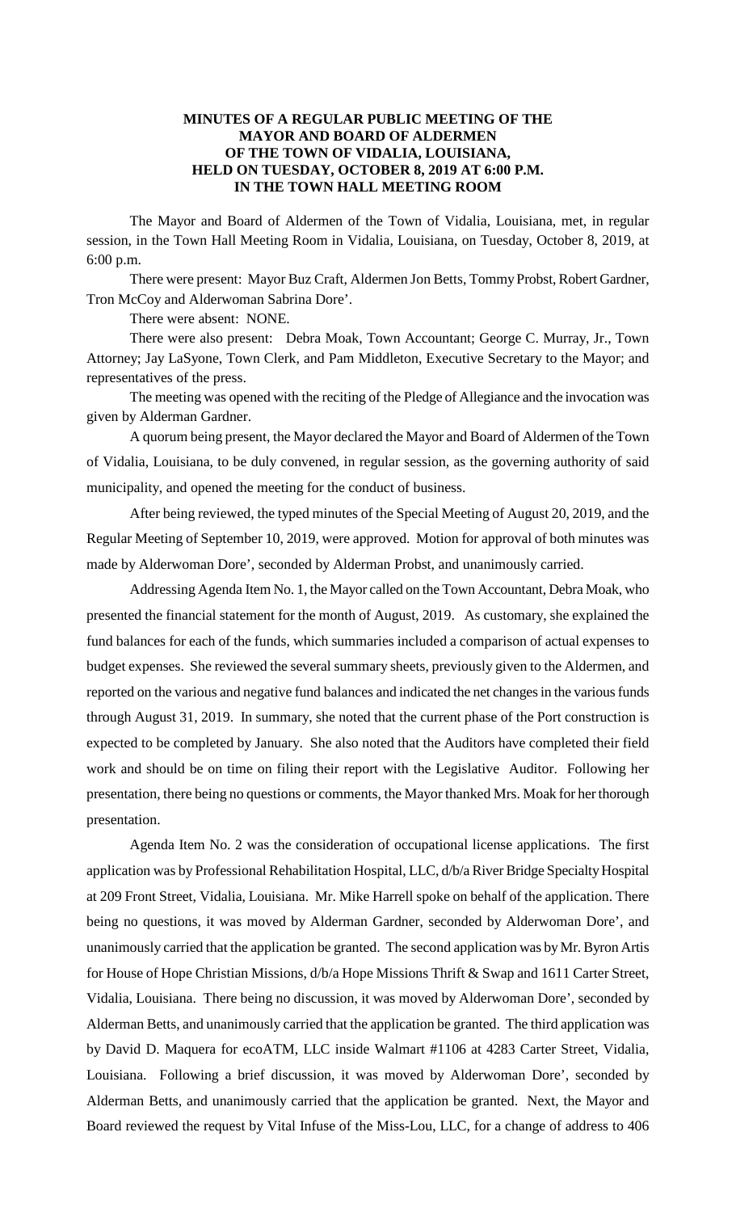**MINUTES OF A REGULAR PUBLIC MEETING OF THE MAYOR AND BOARD OF ALDERMEN OF THE TOWN OF VIDALIA, LOUISIANA, HELD ON TUESDAY, OCTOBER 8, 2019 AT 6:00 P.M. IN THE TOWN HALL MEETING ROOM**

The Mayor and Board of Aldermen of the Town of Vidalia, Louisiana, met, in regular session, in the Town Hall Meeting Room in Vidalia, Louisiana, on Tuesday, October 8, 2019, at 6:00 p.m.

There were present: Mayor Buz Craft, Aldermen Jon Betts, Tommy Probst, Robert Gardner, Tron McCoy and Alderwoman Sabrina Dore'.

There were absent: NONE.

There were also present: Debra Moak, Town Accountant; George C. Murray, Jr., Town Attorney; Jay LaSyone, Town Clerk, and Pam Middleton, Executive Secretary to the Mayor; and representatives of the press.

The meeting was opened with the reciting of the Pledge of Allegiance and the invocation was given by Alderman Gardner.

A quorum being present, the Mayor declared the Mayor and Board of Aldermen of the Town of Vidalia, Louisiana, to be duly convened, in regular session, as the governing authority of said municipality, and opened the meeting for the conduct of business.

After being reviewed, the typed minutes of the Special Meeting of August 20, 2019, and the Regular Meeting of September 10, 2019, were approved. Motion for approval of both minutes was made by Alderwoman Dore', seconded by Alderman Probst, and unanimously carried.

Addressing Agenda Item No. 1, the Mayor called on the Town Accountant, Debra Moak, who presented the financial statement for the month of August, 2019. As customary, she explained the fund balances for each of the funds, which summaries included a comparison of actual expenses to budget expenses. She reviewed the several summary sheets, previously given to the Aldermen, and reported on the various and negative fund balances and indicated the net changes in the various funds through August 31, 2019. In summary, she noted that the current phase of the Port construction is expected to be completed by January. She also noted that the Auditors have completed their field work and should be on time on filing their report with the Legislative Auditor. Following her presentation, there being no questions or comments, the Mayor thanked Mrs. Moak for her thorough presentation.

Agenda Item No. 2 was the consideration of occupational license applications. The first application was by Professional Rehabilitation Hospital, LLC, d/b/a River Bridge Specialty Hospital at 209 Front Street, Vidalia, Louisiana. Mr. Mike Harrell spoke on behalf of the application. There being no questions, it was moved by Alderman Gardner, seconded by Alderwoman Dore', and unanimously carried that the application be granted. The second application was by Mr. Byron Artis for House of Hope Christian Missions, d/b/a Hope Missions Thrift & Swap and 1611 Carter Street, Vidalia, Louisiana. There being no discussion, it was moved by Alderwoman Dore', seconded by Alderman Betts, and unanimously carried that the application be granted. The third application was by David D. Maquera for ecoATM, LLC inside Walmart #1106 at 4283 Carter Street, Vidalia, Louisiana. Following a brief discussion, it was moved by Alderwoman Dore', seconded by Alderman Betts, and unanimously carried that the application be granted. Next, the Mayor and Board reviewed the request by Vital Infuse of the Miss-Lou, LLC, for a change of address to 406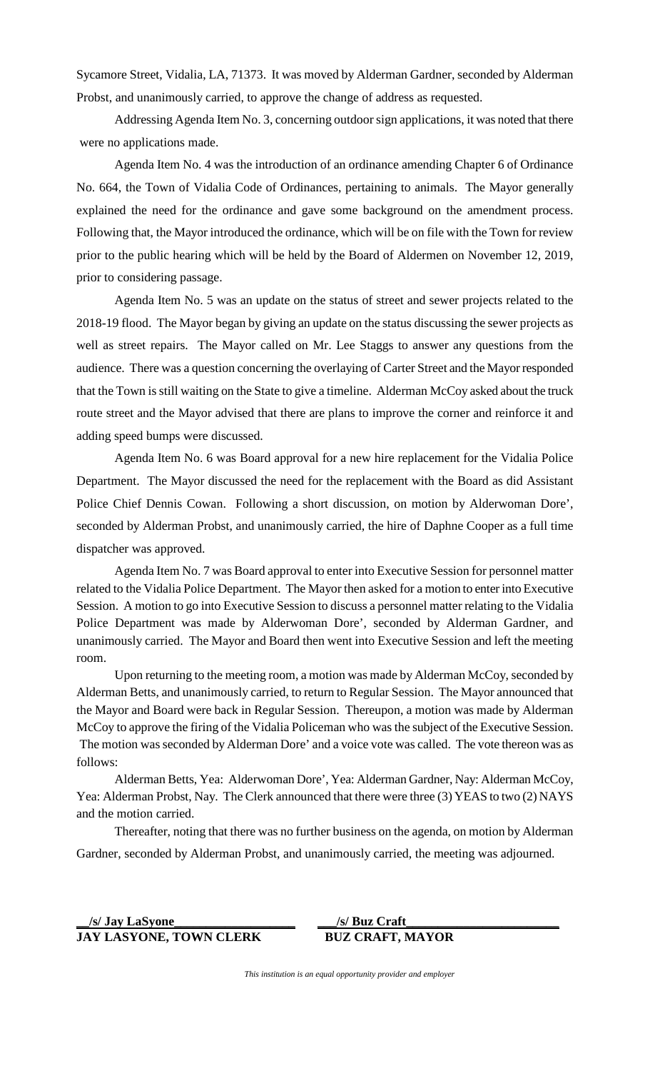Sycamore Street, Vidalia, LA, 71373. It was moved by Alderman Gardner, seconded by Alderman Probst, and unanimously carried, to approve the change of address as requested.

Addressing Agenda Item No. 3, concerning outdoor sign applications, it was noted that there were no applications made.

Agenda Item No. 4 was the introduction of an ordinance amending Chapter 6 of Ordinance No. 664, the Town of Vidalia Code of Ordinances, pertaining to animals. The Mayor generally explained the need for the ordinance and gave some background on the amendment process. Following that, the Mayor introduced the ordinance, which will be on file with the Town for review prior to the public hearing which will be held by the Board of Aldermen on November 12, 2019, prior to considering passage.

Agenda Item No. 5 was an update on the status of street and sewer projects related to the 2018-19 flood. The Mayor began by giving an update on the status discussing the sewer projects as well as street repairs. The Mayor called on Mr. Lee Staggs to answer any questions from the audience. There was a question concerning the overlaying of Carter Street and the Mayor responded that the Town is still waiting on the State to give a timeline. Alderman McCoy asked about the truck route street and the Mayor advised that there are plans to improve the corner and reinforce it and adding speed bumps were discussed.

Agenda Item No. 6 was Board approval for a new hire replacement for the Vidalia Police Department. The Mayor discussed the need for the replacement with the Board as did Assistant Police Chief Dennis Cowan. Following a short discussion, on motion by Alderwoman Dore', seconded by Alderman Probst, and unanimously carried, the hire of Daphne Cooper as a full time dispatcher was approved.

Agenda Item No. 7 was Board approval to enter into Executive Session for personnel matter related to the Vidalia Police Department. The Mayor then asked for a motion to enter into Executive Session. A motion to go into Executive Session to discuss a personnel matter relating to the Vidalia Police Department was made by Alderwoman Dore', seconded by Alderman Gardner, and unanimously carried. The Mayor and Board then went into Executive Session and left the meeting room.

Upon returning to the meeting room, a motion was made by Alderman McCoy, seconded by Alderman Betts, and unanimously carried, to return to Regular Session. The Mayor announced that the Mayor and Board were back in Regular Session. Thereupon, a motion was made by Alderman McCoy to approve the firing of the Vidalia Policeman who was the subject of the Executive Session. The motion was seconded by Alderman Dore' and a voice vote was called. The vote thereon was as follows:

Alderman Betts, Yea: Alderwoman Dore', Yea: Alderman Gardner, Nay: Alderman McCoy, Yea: Alderman Probst, Nay. The Clerk announced that there were three (3) YEAS to two (2) NAYS and the motion carried.

Thereafter, noting that there was no further business on the agenda, on motion by Alderman Gardner, seconded by Alderman Probst, and unanimously carried, the meeting was adjourned.

**/s/ Jay LaSyone**
**JAY LASYONE, TOWN CLERK**

**/s/ Buz Craft**
**BUZ CRAFT, MAYOR**

*This institution is an equal opportunity provider and employer*